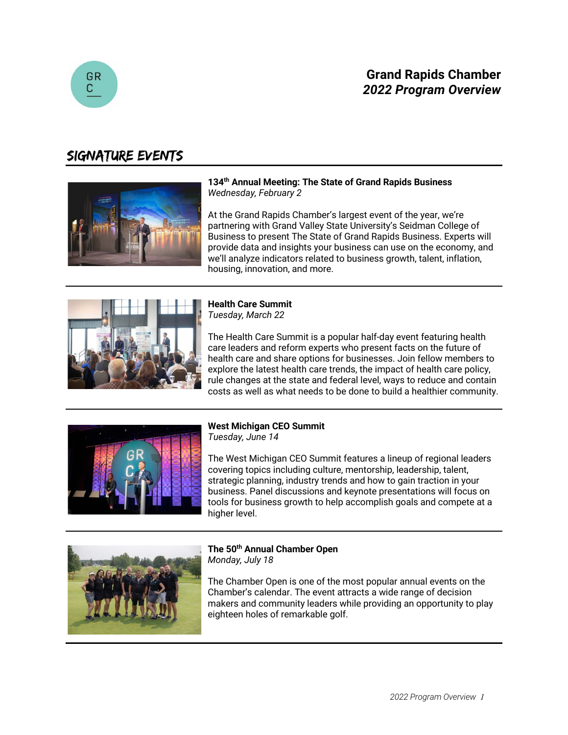# Grand Rapids Chamber
## *2022 Program Overview*

## SIGNATURE EVENTS

**134th Annual Meeting: The State of Grand Rapids Business**
*Wednesday, February 2*

At the Grand Rapids Chamber's largest event of the year, we're partnering with Grand Valley State University's Seidman College of Business to present The State of Grand Rapids Business. Experts will provide data and insights your business can use on the economy, and we'll analyze indicators related to business growth, talent, inflation, housing, innovation, and more.

---

**Health Care Summit**
*Tuesday, March 22*

The Health Care Summit is a popular half-day event featuring health care leaders and reform experts who present facts on the future of health care and share options for businesses. Join fellow members to explore the latest health care trends, the impact of health care policy, rule changes at the state and federal level, ways to reduce and contain costs as well as what needs to be done to build a healthier community.

---

**West Michigan CEO Summit**
*Tuesday, June 14*

The West Michigan CEO Summit features a lineup of regional leaders covering topics including culture, mentorship, leadership, talent, strategic planning, industry trends and how to gain traction in your business. Panel discussions and keynote presentations will focus on tools for business growth to help accomplish goals and compete at a higher level.

---

**The 50th Annual Chamber Open**
*Monday, July 18*

The Chamber Open is one of the most popular annual events on the Chamber's calendar. The event attracts a wide range of decision makers and community leaders while providing an opportunity to play eighteen holes of remarkable golf.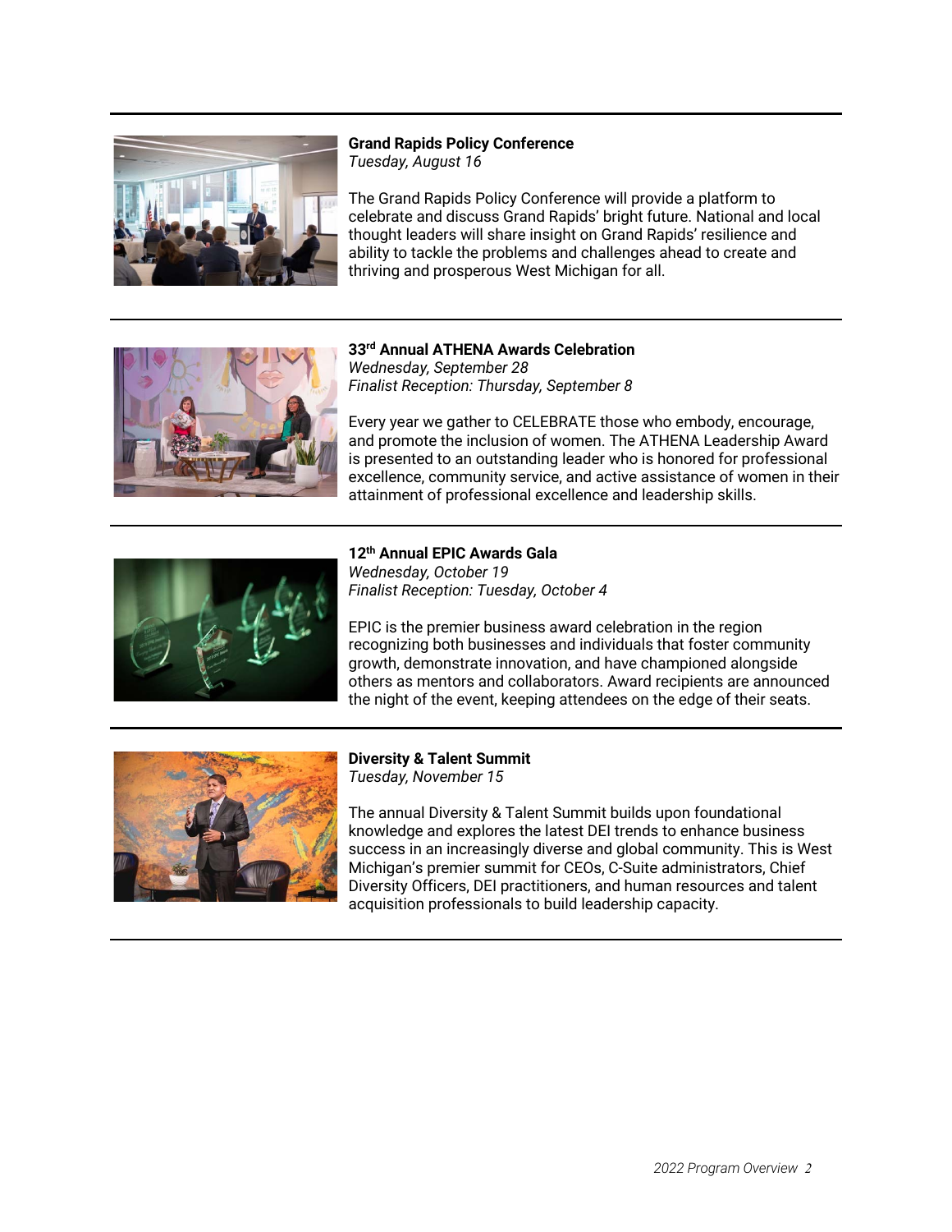**Grand Rapids Policy Conference**
*Tuesday, August 16*

The Grand Rapids Policy Conference will provide a platform to celebrate and discuss Grand Rapids' bright future. National and local thought leaders will share insight on Grand Rapids' resilience and ability to tackle the problems and challenges ahead to create and thriving and prosperous West Michigan for all.

---

**33rd Annual ATHENA Awards Celebration**
*Wednesday, September 28*
*Finalist Reception: Thursday, September 8*

Every year we gather to CELEBRATE those who embody, encourage, and promote the inclusion of women. The ATHENA Leadership Award is presented to an outstanding leader who is honored for professional excellence, community service, and active assistance of women in their attainment of professional excellence and leadership skills.

---

**12th Annual EPIC Awards Gala**
*Wednesday, October 19*
*Finalist Reception: Tuesday, October 4*

EPIC is the premier business award celebration in the region recognizing both businesses and individuals that foster community growth, demonstrate innovation, and have championed alongside others as mentors and collaborators. Award recipients are announced the night of the event, keeping attendees on the edge of their seats.

---

**Diversity & Talent Summit**
*Tuesday, November 15*

The annual Diversity & Talent Summit builds upon foundational knowledge and explores the latest DEI trends to enhance business success in an increasingly diverse and global community. This is West Michigan's premier summit for CEOs, C-Suite administrators, Chief Diversity Officers, DEI practitioners, and human resources and talent acquisition professionals to build leadership capacity.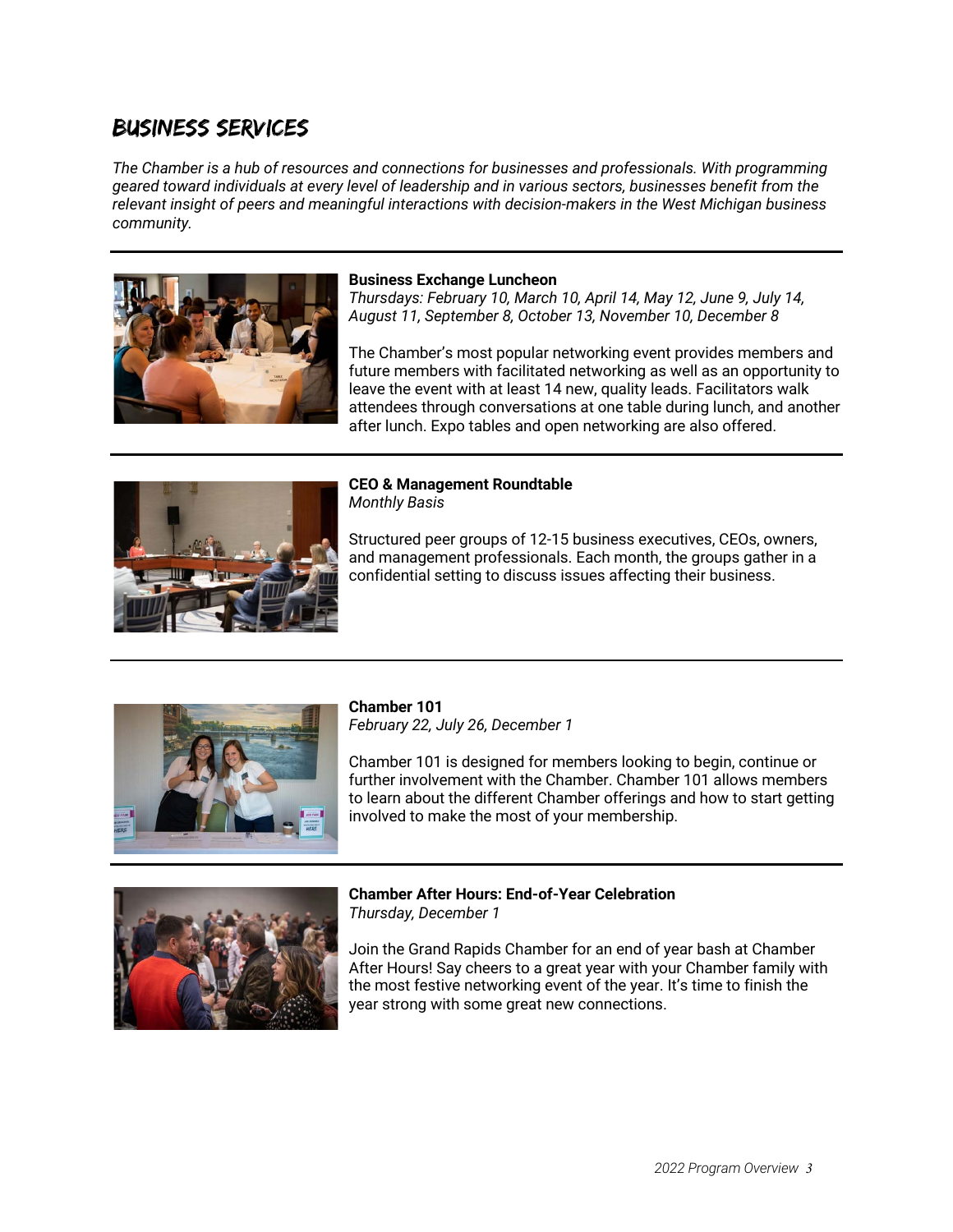# BUSINESS SERVICES

*The Chamber is a hub of resources and connections for businesses and professionals. With programming geared toward individuals at every level of leadership and in various sectors, businesses benefit from the relevant insight of peers and meaningful interactions with decision-makers in the West Michigan business community.*

---

**Business Exchange Luncheon**
*Thursdays: February 10, March 10, April 14, May 12, June 9, July 14, August 11, September 8, October 13, November 10, December 8*

The Chamber's most popular networking event provides members and future members with facilitated networking as well as an opportunity to leave the event with at least 14 new, quality leads. Facilitators walk attendees through conversations at one table during lunch, and another after lunch. Expo tables and open networking are also offered.

---

**CEO & Management Roundtable**
*Monthly Basis*

Structured peer groups of 12-15 business executives, CEOs, owners, and management professionals. Each month, the groups gather in a confidential setting to discuss issues affecting their business.

---

**Chamber 101**
*February 22, July 26, December 1*

Chamber 101 is designed for members looking to begin, continue or further involvement with the Chamber. Chamber 101 allows members to learn about the different Chamber offerings and how to start getting involved to make the most of your membership.

---

**Chamber After Hours: End-of-Year Celebration**
*Thursday, December 1*

Join the Grand Rapids Chamber for an end of year bash at Chamber After Hours! Say cheers to a great year with your Chamber family with the most festive networking event of the year. It's time to finish the year strong with some great new connections.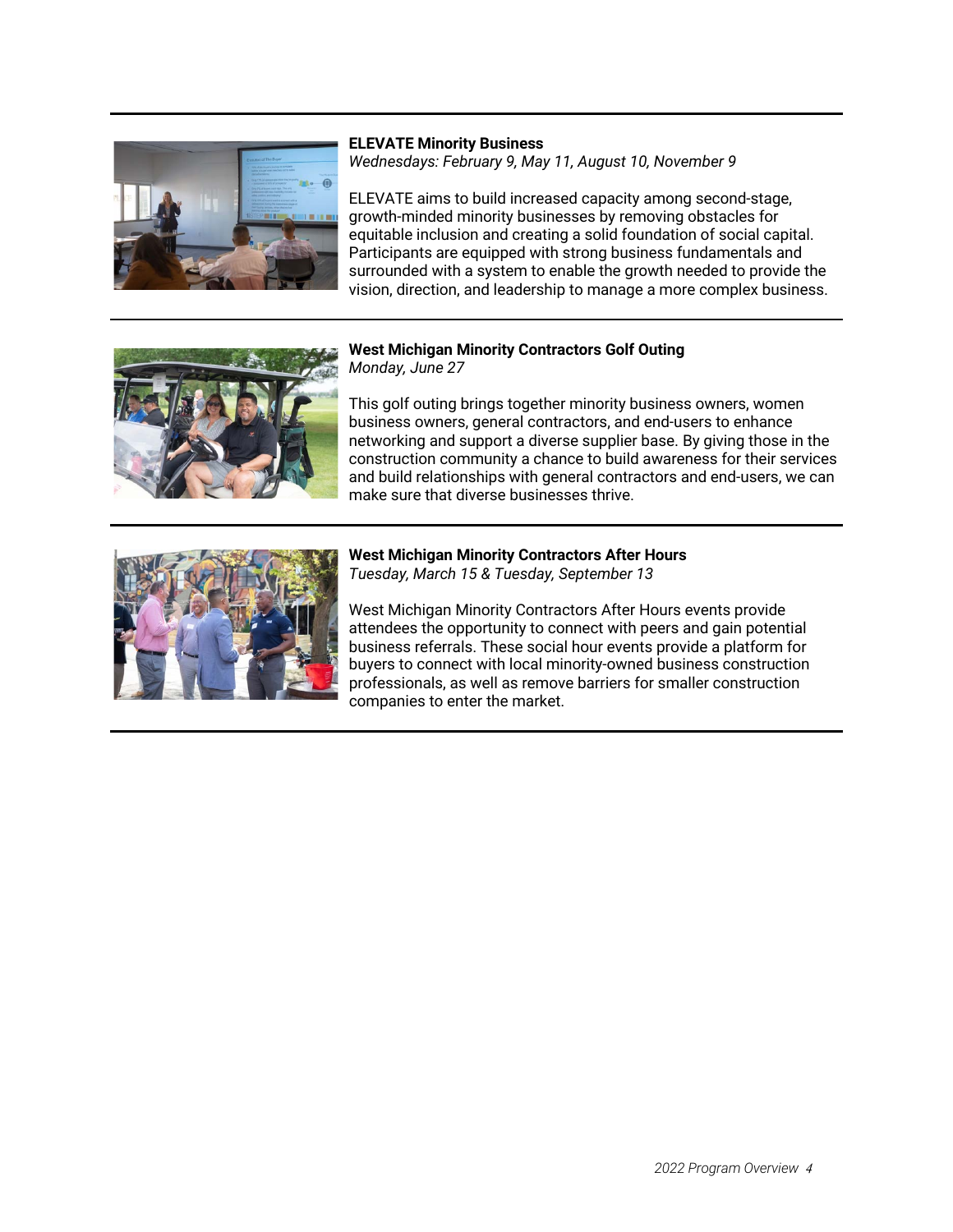**ELEVATE Minority Business**
*Wednesdays: February 9, May 11, August 10, November 9*

ELEVATE aims to build increased capacity among second-stage, growth-minded minority businesses by removing obstacles for equitable inclusion and creating a solid foundation of social capital. Participants are equipped with strong business fundamentals and surrounded with a system to enable the growth needed to provide the vision, direction, and leadership to manage a more complex business.

---

**West Michigan Minority Contractors Golf Outing**
*Monday, June 27*

This golf outing brings together minority business owners, women business owners, general contractors, and end-users to enhance networking and support a diverse supplier base. By giving those in the construction community a chance to build awareness for their services and build relationships with general contractors and end-users, we can make sure that diverse businesses thrive.

---

**West Michigan Minority Contractors After Hours**
*Tuesday, March 15 & Tuesday, September 13*

West Michigan Minority Contractors After Hours events provide attendees the opportunity to connect with peers and gain potential business referrals. These social hour events provide a platform for buyers to connect with local minority-owned business construction professionals, as well as remove barriers for smaller construction companies to enter the market.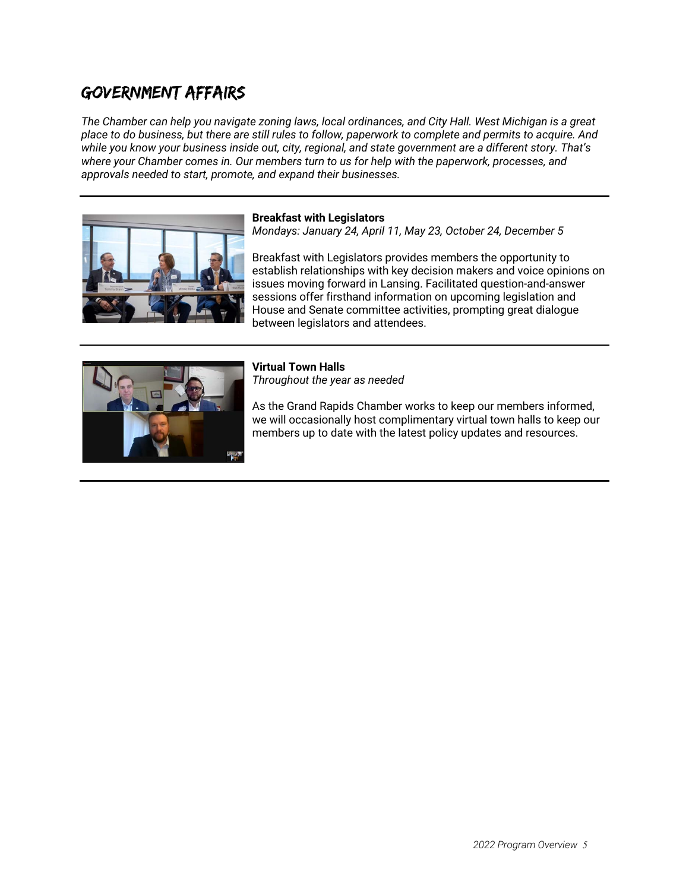# GOVERNMENT AFFAIRS

*The Chamber can help you navigate zoning laws, local ordinances, and City Hall. West Michigan is a great place to do business, but there are still rules to follow, paperwork to complete and permits to acquire. And while you know your business inside out, city, regional, and state government are a different story. That's where your Chamber comes in. Our members turn to us for help with the paperwork, processes, and approvals needed to start, promote, and expand their businesses.*

---

**Breakfast with Legislators**
*Mondays: January 24, April 11, May 23, October 24, December 5*

Breakfast with Legislators provides members the opportunity to establish relationships with key decision makers and voice opinions on issues moving forward in Lansing. Facilitated question-and-answer sessions offer firsthand information on upcoming legislation and House and Senate committee activities, prompting great dialogue between legislators and attendees.

---

**Virtual Town Halls**
*Throughout the year as needed*

As the Grand Rapids Chamber works to keep our members informed, we will occasionally host complimentary virtual town halls to keep our members up to date with the latest policy updates and resources.

---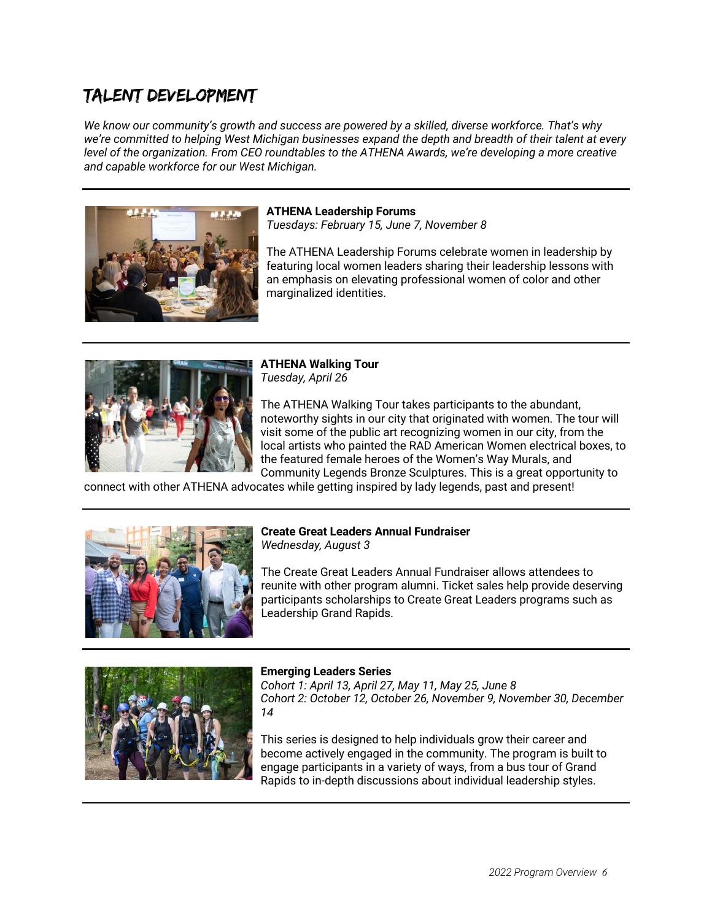# TALENT DEVELOPMENT

*We know our community's growth and success are powered by a skilled, diverse workforce. That's why we're committed to helping West Michigan businesses expand the depth and breadth of their talent at every level of the organization. From CEO roundtables to the ATHENA Awards, we're developing a more creative and capable workforce for our West Michigan.*

---

**ATHENA Leadership Forums**
*Tuesdays: February 15, June 7, November 8*

The ATHENA Leadership Forums celebrate women in leadership by featuring local women leaders sharing their leadership lessons with an emphasis on elevating professional women of color and other marginalized identities.

---

**ATHENA Walking Tour**
*Tuesday, April 26*

The ATHENA Walking Tour takes participants to the abundant, noteworthy sights in our city that originated with women. The tour will visit some of the public art recognizing women in our city, from the local artists who painted the RAD American Women electrical boxes, to the featured female heroes of the Women's Way Murals, and Community Legends Bronze Sculptures. This is a great opportunity to connect with other ATHENA advocates while getting inspired by lady legends, past and present!

---

**Create Great Leaders Annual Fundraiser**
*Wednesday, August 3*

The Create Great Leaders Annual Fundraiser allows attendees to reunite with other program alumni. Ticket sales help provide deserving participants scholarships to Create Great Leaders programs such as Leadership Grand Rapids.

---

**Emerging Leaders Series**
*Cohort 1: April 13, April 27, May 11, May 25, June 8*
*Cohort 2: October 12, October 26, November 9, November 30, December 14*

This series is designed to help individuals grow their career and become actively engaged in the community. The program is built to engage participants in a variety of ways, from a bus tour of Grand Rapids to in-depth discussions about individual leadership styles.

---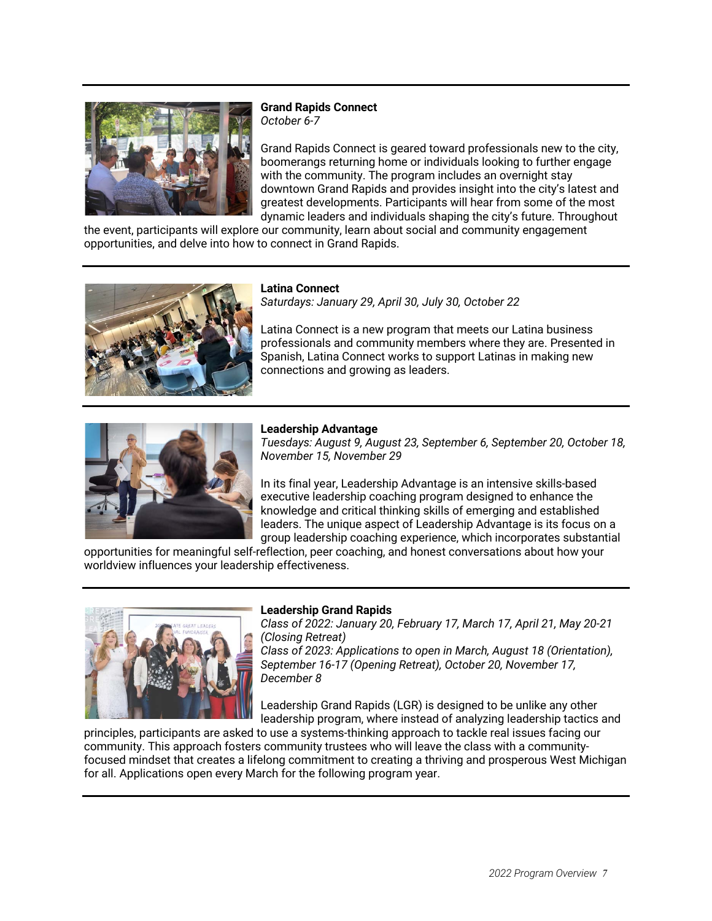**Grand Rapids Connect**

*October 6-7*

Grand Rapids Connect is geared toward professionals new to the city, boomerangs returning home or individuals looking to further engage with the community. The program includes an overnight stay downtown Grand Rapids and provides insight into the city's latest and greatest developments. Participants will hear from some of the most dynamic leaders and individuals shaping the city's future. Throughout the event, participants will explore our community, learn about social and community engagement opportunities, and delve into how to connect in Grand Rapids.

---

**Latina Connect**

*Saturdays: January 29, April 30, July 30, October 22*

Latina Connect is a new program that meets our Latina business professionals and community members where they are. Presented in Spanish, Latina Connect works to support Latinas in making new connections and growing as leaders.

---

**Leadership Advantage**

*Tuesdays: August 9, August 23, September 6, September 20, October 18, November 15, November 29*

In its final year, Leadership Advantage is an intensive skills-based executive leadership coaching program designed to enhance the knowledge and critical thinking skills of emerging and established leaders. The unique aspect of Leadership Advantage is its focus on a group leadership coaching experience, which incorporates substantial opportunities for meaningful self-reflection, peer coaching, and honest conversations about how your worldview influences your leadership effectiveness.

---

**Leadership Grand Rapids**

*Class of 2022: January 20, February 17, March 17, April 21, May 20-21 (Closing Retreat)*

*Class of 2023: Applications to open in March, August 18 (Orientation), September 16-17 (Opening Retreat), October 20, November 17, December 8*

Leadership Grand Rapids (LGR) is designed to be unlike any other leadership program, where instead of analyzing leadership tactics and principles, participants are asked to use a systems-thinking approach to tackle real issues facing our community. This approach fosters community trustees who will leave the class with a community-focused mindset that creates a lifelong commitment to creating a thriving and prosperous West Michigan for all. Applications open every March for the following program year.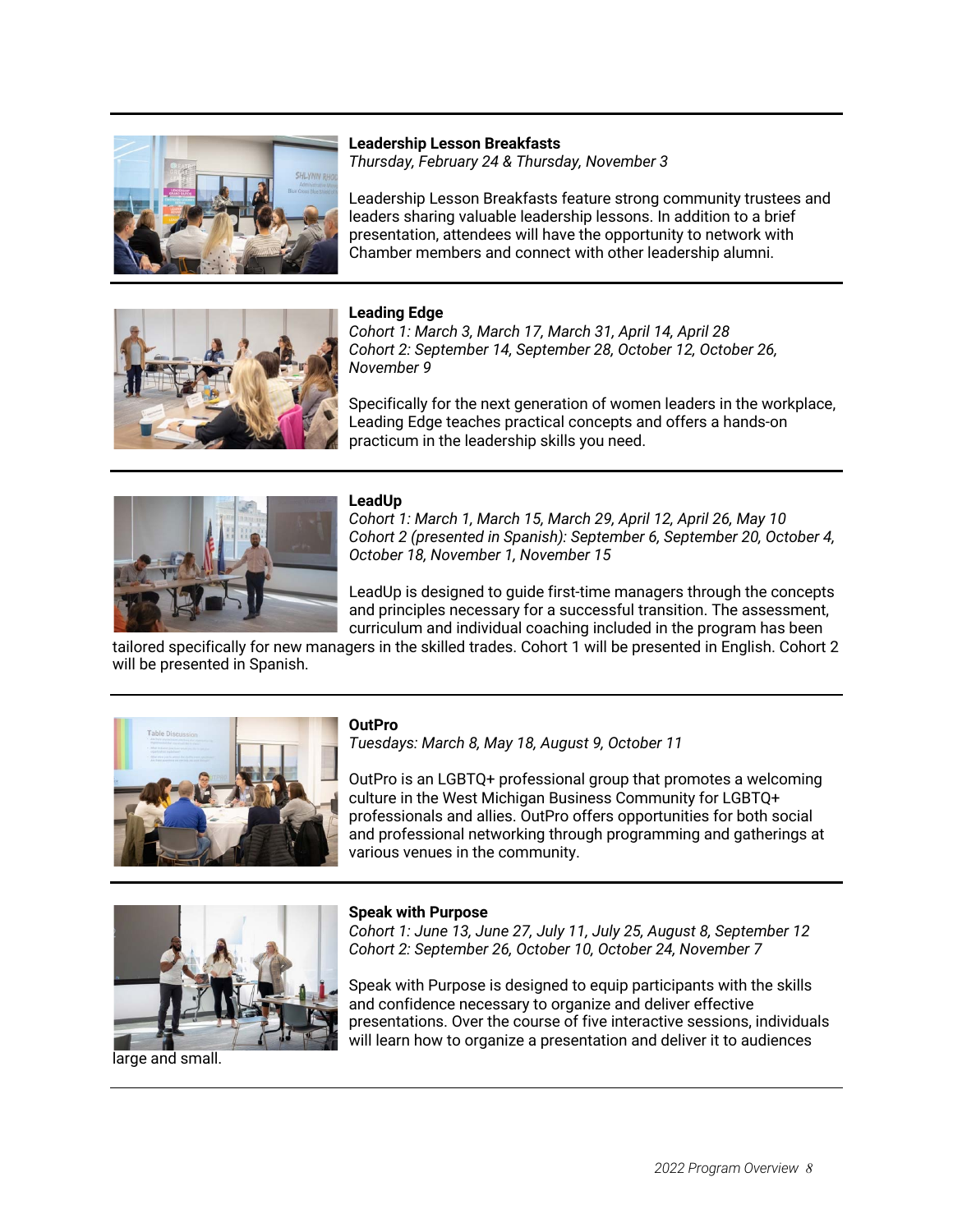### Leadership Lesson Breakfasts

*Thursday, February 24 & Thursday, November 3*

Leadership Lesson Breakfasts feature strong community trustees and leaders sharing valuable leadership lessons. In addition to a brief presentation, attendees will have the opportunity to network with Chamber members and connect with other leadership alumni.

---

### Leading Edge

*Cohort 1: March 3, March 17, March 31, April 14, April 28*
*Cohort 2: September 14, September 28, October 12, October 26, November 9*

Specifically for the next generation of women leaders in the workplace, Leading Edge teaches practical concepts and offers a hands-on practicum in the leadership skills you need.

---

### LeadUp

*Cohort 1: March 1, March 15, March 29, April 12, April 26, May 10*
*Cohort 2 (presented in Spanish): September 6, September 20, October 4, October 18, November 1, November 15*

LeadUp is designed to guide first-time managers through the concepts and principles necessary for a successful transition. The assessment, curriculum and individual coaching included in the program has been tailored specifically for new managers in the skilled trades. Cohort 1 will be presented in English. Cohort 2 will be presented in Spanish.

---

### OutPro

*Tuesdays: March 8, May 18, August 9, October 11*

OutPro is an LGBTQ+ professional group that promotes a welcoming culture in the West Michigan Business Community for LGBTQ+ professionals and allies. OutPro offers opportunities for both social and professional networking through programming and gatherings at various venues in the community.

---

### Speak with Purpose

*Cohort 1: June 13, June 27, July 11, July 25, August 8, September 12*
*Cohort 2: September 26, October 10, October 24, November 7*

Speak with Purpose is designed to equip participants with the skills and confidence necessary to organize and deliver effective presentations. Over the course of five interactive sessions, individuals will learn how to organize a presentation and deliver it to audiences large and small.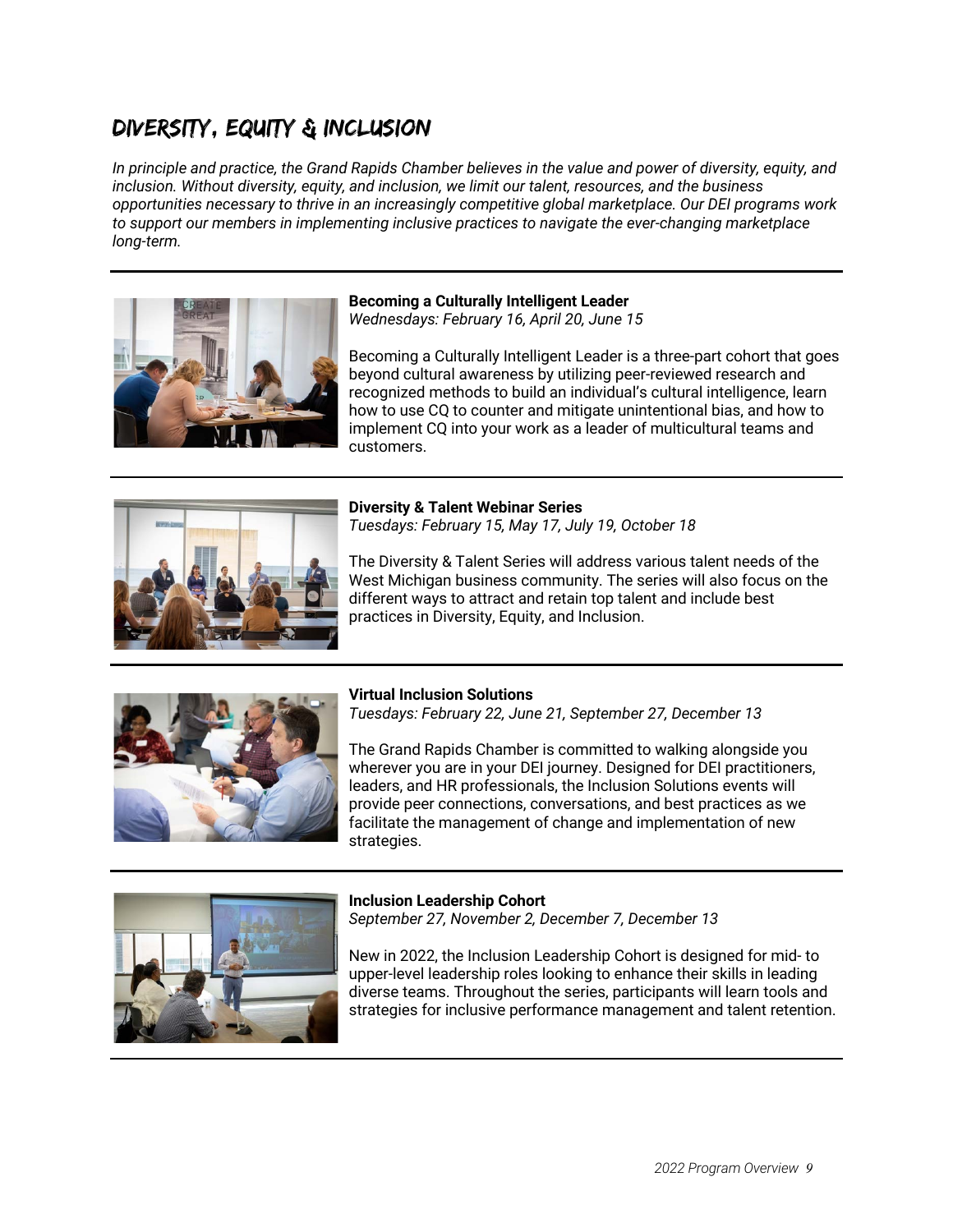# DIVERSITY, EQUITY & INCLUSION

*In principle and practice, the Grand Rapids Chamber believes in the value and power of diversity, equity, and inclusion. Without diversity, equity, and inclusion, we limit our talent, resources, and the business opportunities necessary to thrive in an increasingly competitive global marketplace. Our DEI programs work to support our members in implementing inclusive practices to navigate the ever-changing marketplace long-term.*

---

**Becoming a Culturally Intelligent Leader**
*Wednesdays: February 16, April 20, June 15*

Becoming a Culturally Intelligent Leader is a three-part cohort that goes beyond cultural awareness by utilizing peer-reviewed research and recognized methods to build an individual's cultural intelligence, learn how to use CQ to counter and mitigate unintentional bias, and how to implement CQ into your work as a leader of multicultural teams and customers.

---

**Diversity & Talent Webinar Series**
*Tuesdays: February 15, May 17, July 19, October 18*

The Diversity & Talent Series will address various talent needs of the West Michigan business community. The series will also focus on the different ways to attract and retain top talent and include best practices in Diversity, Equity, and Inclusion.

---

**Virtual Inclusion Solutions**
*Tuesdays: February 22, June 21, September 27, December 13*

The Grand Rapids Chamber is committed to walking alongside you wherever you are in your DEI journey. Designed for DEI practitioners, leaders, and HR professionals, the Inclusion Solutions events will provide peer connections, conversations, and best practices as we facilitate the management of change and implementation of new strategies.

---

**Inclusion Leadership Cohort**
*September 27, November 2, December 7, December 13*

New in 2022, the Inclusion Leadership Cohort is designed for mid- to upper-level leadership roles looking to enhance their skills in leading diverse teams. Throughout the series, participants will learn tools and strategies for inclusive performance management and talent retention.

---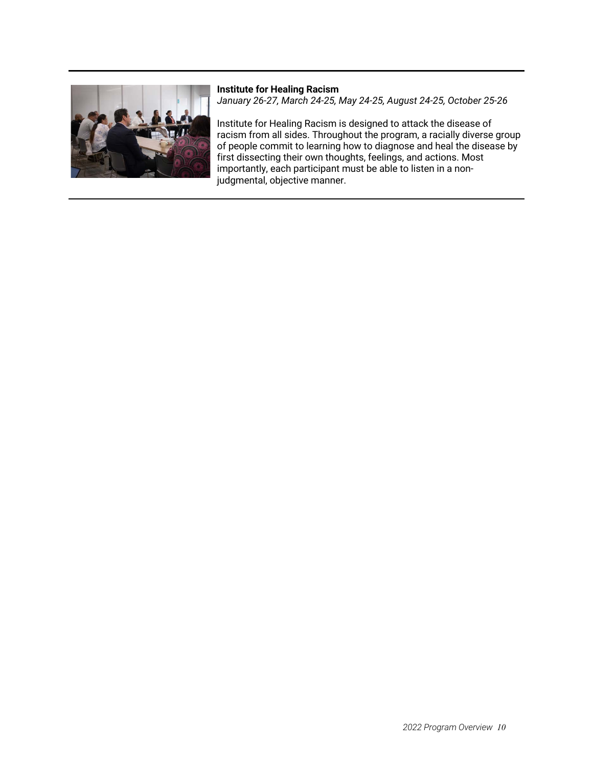**Institute for Healing Racism**

*January 26-27, March 24-25, May 24-25, August 24-25, October 25-26*

Institute for Healing Racism is designed to attack the disease of racism from all sides. Throughout the program, a racially diverse group of people commit to learning how to diagnose and heal the disease by first dissecting their own thoughts, feelings, and actions. Most importantly, each participant must be able to listen in a non-judgmental, objective manner.